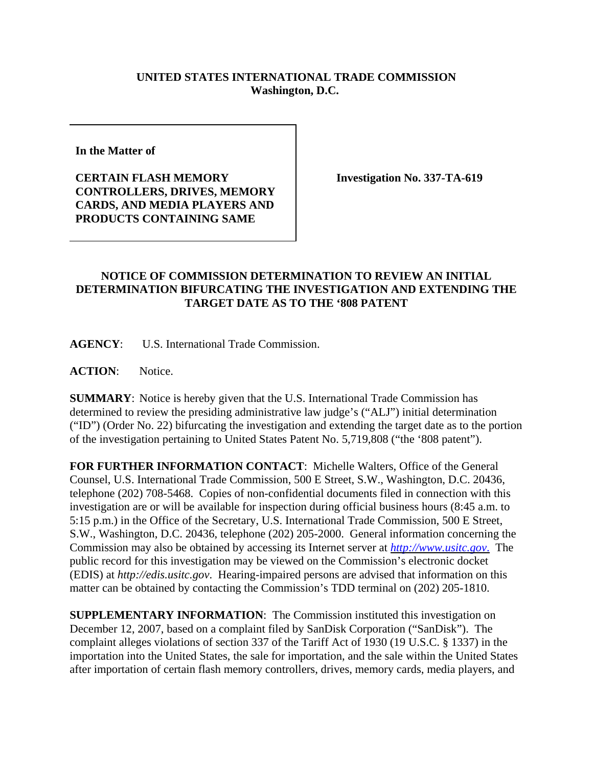**UNITED STATES INTERNATIONAL TRADE COMMISSION**
**Washington, D.C.**

**In the Matter of**

**CERTAIN FLASH MEMORY CONTROLLERS, DRIVES, MEMORY CARDS, AND MEDIA PLAYERS AND PRODUCTS CONTAINING SAME**

**Investigation No. 337-TA-619**

## NOTICE OF COMMISSION DETERMINATION TO REVIEW AN INITIAL DETERMINATION BIFURCATING THE INVESTIGATION AND EXTENDING THE TARGET DATE AS TO THE '808 PATENT

**AGENCY**: U.S. International Trade Commission.

**ACTION**: Notice.

**SUMMARY**: Notice is hereby given that the U.S. International Trade Commission has determined to review the presiding administrative law judge's ("ALJ") initial determination ("ID") (Order No. 22) bifurcating the investigation and extending the target date as to the portion of the investigation pertaining to United States Patent No. 5,719,808 ("the '808 patent").

**FOR FURTHER INFORMATION CONTACT**: Michelle Walters, Office of the General Counsel, U.S. International Trade Commission, 500 E Street, S.W., Washington, D.C. 20436, telephone (202) 708-5468. Copies of non-confidential documents filed in connection with this investigation are or will be available for inspection during official business hours (8:45 a.m. to 5:15 p.m.) in the Office of the Secretary, U.S. International Trade Commission, 500 E Street, S.W., Washington, D.C. 20436, telephone (202) 205-2000. General information concerning the Commission may also be obtained by accessing its Internet server at *http://www.usitc.gov*. The public record for this investigation may be viewed on the Commission's electronic docket (EDIS) at *http://edis.usitc.gov*. Hearing-impaired persons are advised that information on this matter can be obtained by contacting the Commission's TDD terminal on (202) 205-1810.

**SUPPLEMENTARY INFORMATION**: The Commission instituted this investigation on December 12, 2007, based on a complaint filed by SanDisk Corporation ("SanDisk"). The complaint alleges violations of section 337 of the Tariff Act of 1930 (19 U.S.C. § 1337) in the importation into the United States, the sale for importation, and the sale within the United States after importation of certain flash memory controllers, drives, memory cards, media players, and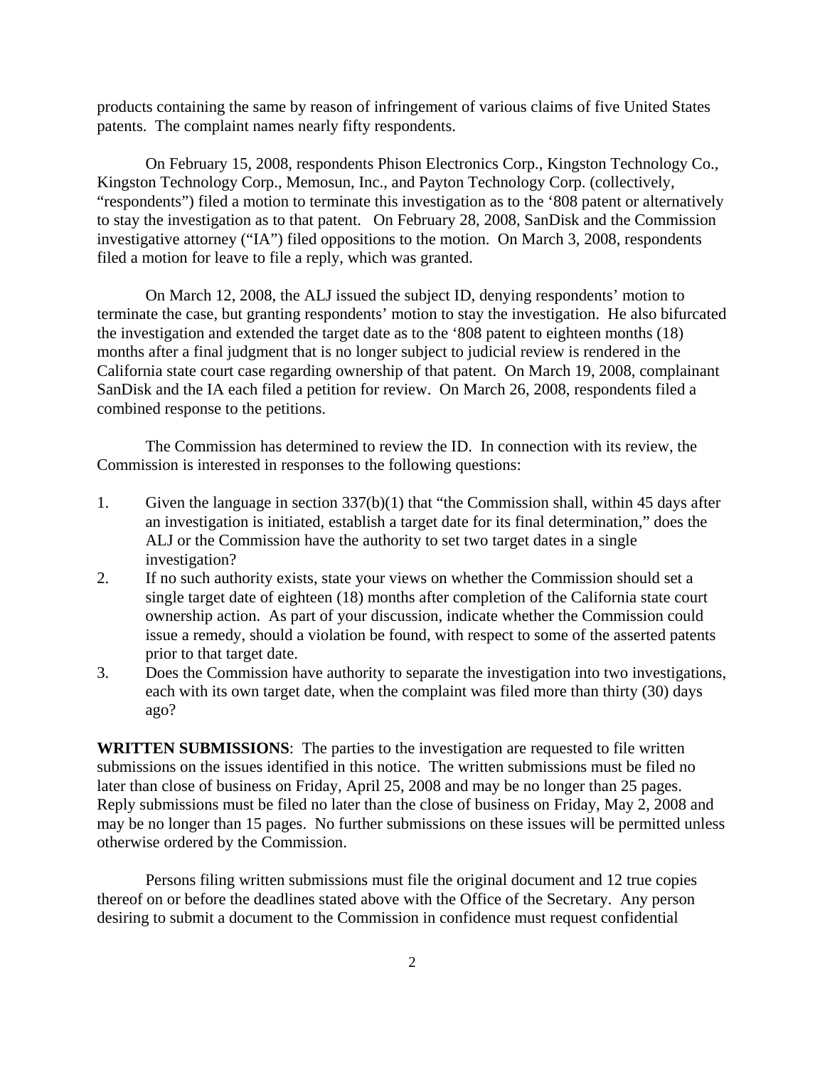products containing the same by reason of infringement of various claims of five United States patents. The complaint names nearly fifty respondents.

On February 15, 2008, respondents Phison Electronics Corp., Kingston Technology Co., Kingston Technology Corp., Memosun, Inc., and Payton Technology Corp. (collectively, "respondents") filed a motion to terminate this investigation as to the '808 patent or alternatively to stay the investigation as to that patent. On February 28, 2008, SanDisk and the Commission investigative attorney ("IA") filed oppositions to the motion. On March 3, 2008, respondents filed a motion for leave to file a reply, which was granted.

On March 12, 2008, the ALJ issued the subject ID, denying respondents' motion to terminate the case, but granting respondents' motion to stay the investigation. He also bifurcated the investigation and extended the target date as to the '808 patent to eighteen months (18) months after a final judgment that is no longer subject to judicial review is rendered in the California state court case regarding ownership of that patent. On March 19, 2008, complainant SanDisk and the IA each filed a petition for review. On March 26, 2008, respondents filed a combined response to the petitions.

The Commission has determined to review the ID. In connection with its review, the Commission is interested in responses to the following questions:

1. Given the language in section 337(b)(1) that "the Commission shall, within 45 days after an investigation is initiated, establish a target date for its final determination," does the ALJ or the Commission have the authority to set two target dates in a single investigation?
2. If no such authority exists, state your views on whether the Commission should set a single target date of eighteen (18) months after completion of the California state court ownership action. As part of your discussion, indicate whether the Commission could issue a remedy, should a violation be found, with respect to some of the asserted patents prior to that target date.
3. Does the Commission have authority to separate the investigation into two investigations, each with its own target date, when the complaint was filed more than thirty (30) days ago?

**WRITTEN SUBMISSIONS**: The parties to the investigation are requested to file written submissions on the issues identified in this notice. The written submissions must be filed no later than close of business on Friday, April 25, 2008 and may be no longer than 25 pages. Reply submissions must be filed no later than the close of business on Friday, May 2, 2008 and may be no longer than 15 pages. No further submissions on these issues will be permitted unless otherwise ordered by the Commission.

Persons filing written submissions must file the original document and 12 true copies thereof on or before the deadlines stated above with the Office of the Secretary. Any person desiring to submit a document to the Commission in confidence must request confidential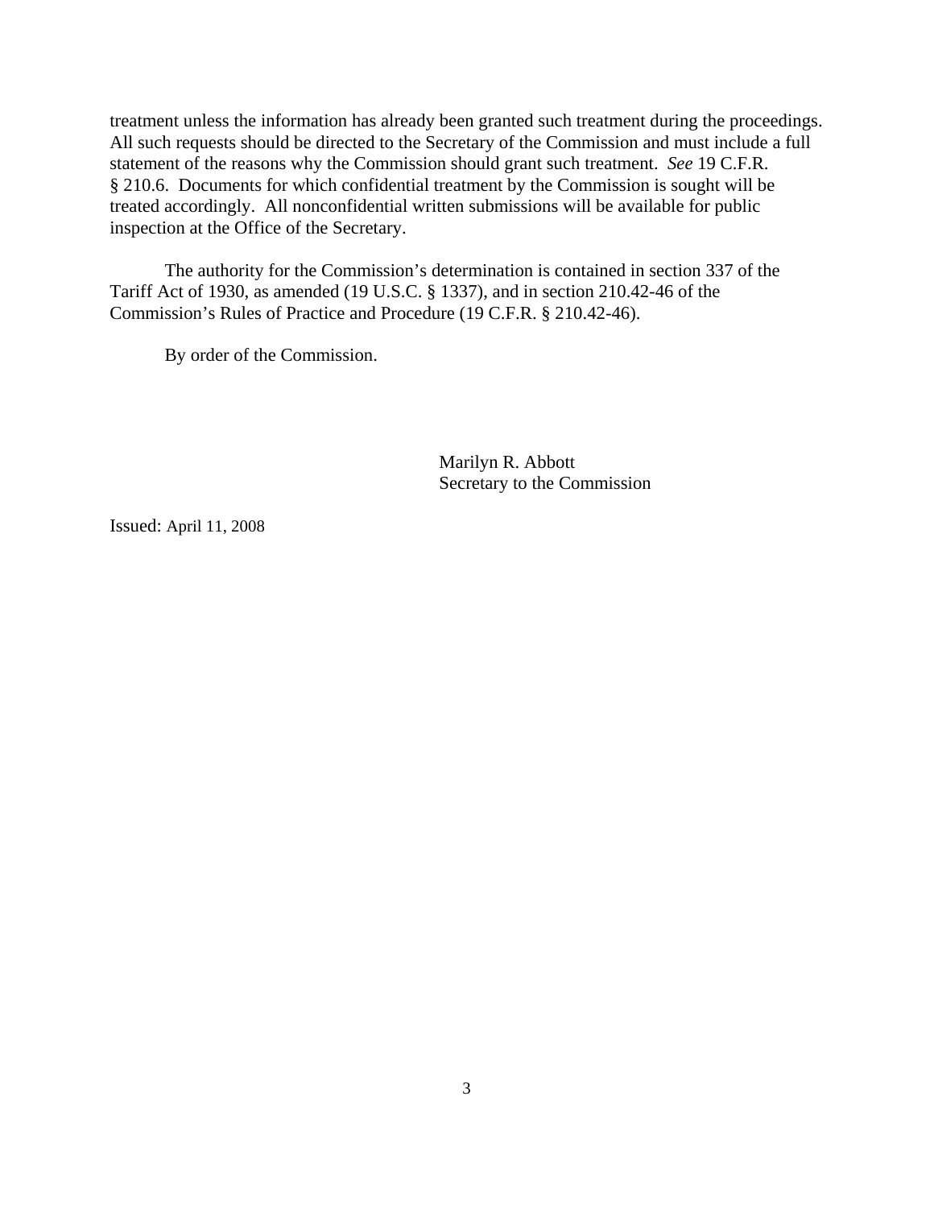treatment unless the information has already been granted such treatment during the proceedings. All such requests should be directed to the Secretary of the Commission and must include a full statement of the reasons why the Commission should grant such treatment. *See* 19 C.F.R. § 210.6. Documents for which confidential treatment by the Commission is sought will be treated accordingly. All nonconfidential written submissions will be available for public inspection at the Office of the Secretary.

The authority for the Commission's determination is contained in section 337 of the Tariff Act of 1930, as amended (19 U.S.C. § 1337), and in section 210.42-46 of the Commission's Rules of Practice and Procedure (19 C.F.R. § 210.42-46).

By order of the Commission.

Marilyn R. Abbott
Secretary to the Commission

Issued: April 11, 2008